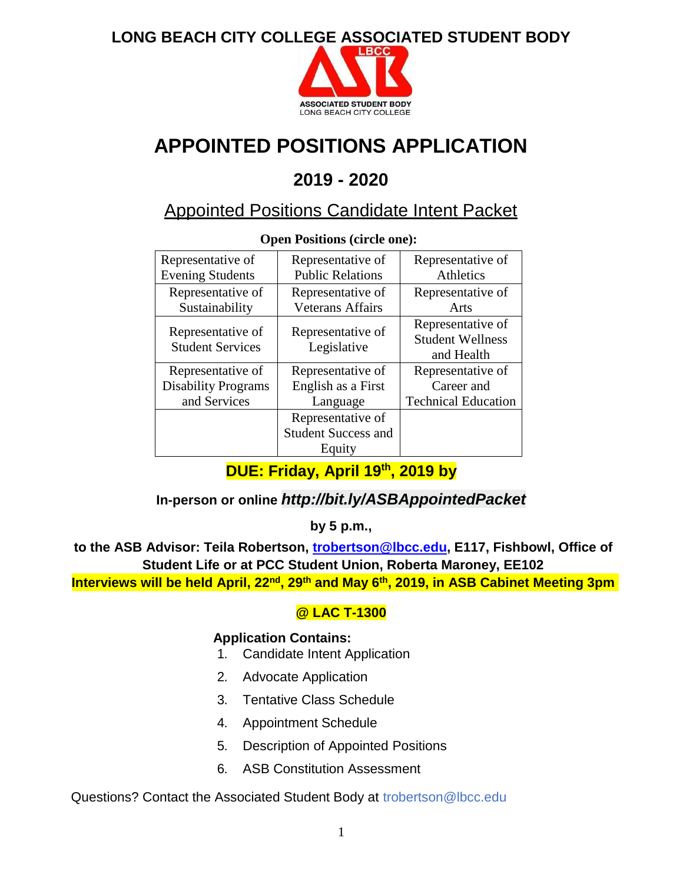**LONG BEACH CITY COLLEGE ASSOCIATED STUDENT BODY**

ASSOCIATED STUDENT BODY
LONG BEACH CITY COLLEGE

# APPOINTED POSITIONS APPLICATION

## 2019 - 2020

## Appointed Positions Candidate Intent Packet

**Open Positions (circle one):**

| | | |
|---|---|---|
| Representative of Evening Students | Representative of Public Relations | Representative of Athletics |
| Representative of Sustainability | Representative of Veterans Affairs | Representative of Arts |
| Representative of Student Services | Representative of Legislative | Representative of Student Wellness and Health |
| Representative of Disability Programs and Services | Representative of English as a First Language | Representative of Career and Technical Education |
| | Representative of Student Success and Equity | |

**DUE: Friday, April 19th, 2019 by**

**In-person or online *http://bit.ly/ASBAppointedPacket***

**by 5 p.m.,**

**to the ASB Advisor: Teila Robertson, trobertson@lbcc.edu, E117, Fishbowl, Office of Student Life or at PCC Student Union, Roberta Maroney, EE102**

**Interviews will be held April, 22nd, 29th and May 6th, 2019, in ASB Cabinet Meeting 3pm**

**@ LAC T-1300**

**Application Contains:**

1. Candidate Intent Application
2. Advocate Application
3. Tentative Class Schedule
4. Appointment Schedule
5. Description of Appointed Positions
6. ASB Constitution Assessment

Questions? Contact the Associated Student Body at trobertson@lbcc.edu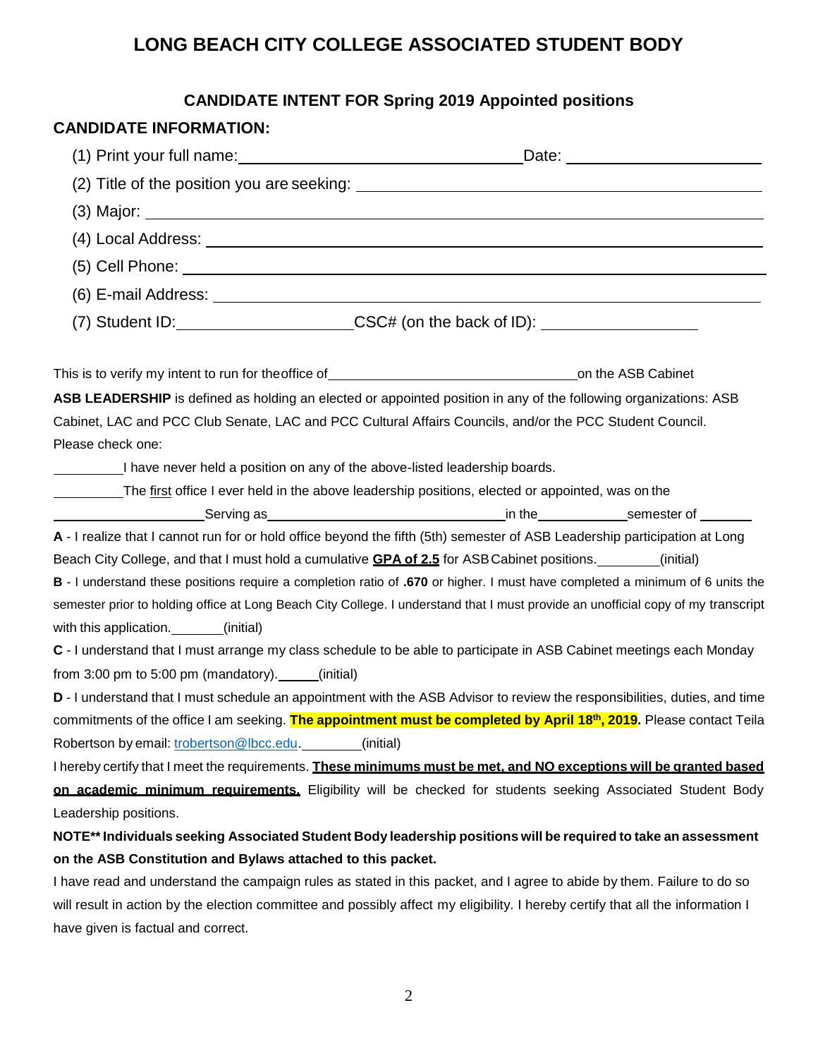# LONG BEACH CITY COLLEGE ASSOCIATED STUDENT BODY

### CANDIDATE INTENT FOR Spring 2019 Appointed positions

### CANDIDATE INFORMATION:

(1) Print your full name:\_\_\_\_\_\_\_\_\_\_\_\_\_\_\_\_\_\_\_\_\_\_\_\_\_\_\_\_\_\_\_\_\_\_Date: \_\_\_\_\_\_\_\_\_\_\_\_\_\_\_\_\_\_\_\_\_\_

(2) Title of the position you are seeking: \_\_\_\_\_\_\_\_\_\_\_\_\_\_\_\_\_\_\_\_\_\_\_\_\_\_\_\_\_\_\_\_\_\_\_\_\_\_\_\_\_\_\_\_\_\_

(3) Major: \_\_\_\_\_\_\_\_\_\_\_\_\_\_\_\_\_\_\_\_\_\_\_\_\_\_\_\_\_\_\_\_\_\_\_\_\_\_\_\_\_\_\_\_\_\_\_\_\_\_\_\_\_\_\_\_\_\_\_\_\_\_\_\_\_\_\_\_\_\_

(4) Local Address: \_\_\_\_\_\_\_\_\_\_\_\_\_\_\_\_\_\_\_\_\_\_\_\_\_\_\_\_\_\_\_\_\_\_\_\_\_\_\_\_\_\_\_\_\_\_\_\_\_\_\_\_\_\_\_\_\_\_\_\_\_\_

(5) Cell Phone: \_\_\_\_\_\_\_\_\_\_\_\_\_\_\_\_\_\_\_\_\_\_\_\_\_\_\_\_\_\_\_\_\_\_\_\_\_\_\_\_\_\_\_\_\_\_\_\_\_\_\_\_\_\_\_\_\_\_\_\_\_\_\_\_\_

(6) E-mail Address: \_\_\_\_\_\_\_\_\_\_\_\_\_\_\_\_\_\_\_\_\_\_\_\_\_\_\_\_\_\_\_\_\_\_\_\_\_\_\_\_\_\_\_\_\_\_\_\_\_\_\_\_\_\_\_\_\_\_\_\_\_

(7) Student ID:\_\_\_\_\_\_\_\_\_\_\_\_\_\_\_\_\_\_\_\_CSC# (on the back of ID): \_\_\_\_\_\_\_\_\_\_\_\_\_\_\_\_\_\_

This is to verify my intent to run for the office of\_\_\_\_\_\_\_\_\_\_\_\_\_\_\_\_\_\_\_\_\_\_\_\_\_\_\_\_\_\_\_\_on the ASB Cabinet

**ASB LEADERSHIP** is defined as holding an elected or appointed position in any of the following organizations: ASB Cabinet, LAC and PCC Club Senate, LAC and PCC Cultural Affairs Councils, and/or the PCC Student Council.

Please check one:

\_\_\_\_\_\_\_\_\_I have never held a position on any of the above-listed leadership boards.

\_\_\_\_\_\_\_\_\_The <u>first</u> office I ever held in the above leadership positions, elected or appointed, was on the

\_\_\_\_\_\_\_\_\_\_\_\_\_\_\_\_\_\_\_Serving as\_\_\_\_\_\_\_\_\_\_\_\_\_\_\_\_\_\_\_\_\_\_\_\_\_\_\_\_\_\_\_\_in the\_\_\_\_\_\_\_\_\_\_\_semester of \_\_\_\_\_\_\_

**A** - I realize that I cannot run for or hold office beyond the fifth (5th) semester of ASB Leadership participation at Long Beach City College, and that I must hold a cumulative **<u>GPA of 2.5</u>** for ASB Cabinet positions.\_\_\_\_\_\_\_\_(initial)

**B** - I understand these positions require a completion ratio of **.670** or higher. I must have completed a minimum of 6 units the semester prior to holding office at Long Beach City College. I understand that I must provide an unofficial copy of my transcript with this application.\_\_\_\_\_\_\_(initial)

**C** - I understand that I must arrange my class schedule to be able to participate in ASB Cabinet meetings each Monday from 3:00 pm to 5:00 pm (mandatory).\_\_\_\_\_(initial)

**D** - I understand that I must schedule an appointment with the ASB Advisor to review the responsibilities, duties, and time commitments of the office I am seeking. **The appointment must be completed by April 18th, 2019.** Please contact Teila Robertson by email: trobertson@lbcc.edu.\_\_\_\_\_\_\_\_(initial)

I hereby certify that I meet the requirements. **<u>These minimums must be met, and NO exceptions will be granted based on academic minimum requirements.</u>** Eligibility will be checked for students seeking Associated Student Body Leadership positions.

**NOTE\*\* Individuals seeking Associated Student Body leadership positions will be required to take an assessment on the ASB Constitution and Bylaws attached to this packet.**

I have read and understand the campaign rules as stated in this packet, and I agree to abide by them. Failure to do so will result in action by the election committee and possibly affect my eligibility. I hereby certify that all the information I have given is factual and correct.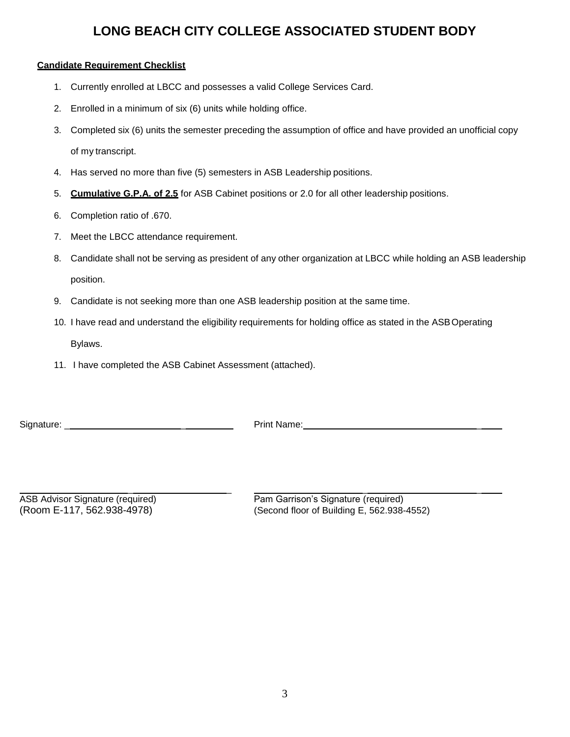# LONG BEACH CITY COLLEGE ASSOCIATED STUDENT BODY

**Candidate Requirement Checklist**

1. Currently enrolled at LBCC and possesses a valid College Services Card.
2. Enrolled in a minimum of six (6) units while holding office.
3. Completed six (6) units the semester preceding the assumption of office and have provided an unofficial copy of my transcript.
4. Has served no more than five (5) semesters in ASB Leadership positions.
5. **Cumulative G.P.A. of 2.5** for ASB Cabinet positions or 2.0 for all other leadership positions.
6. Completion ratio of .670.
7. Meet the LBCC attendance requirement.
8. Candidate shall not be serving as president of any other organization at LBCC while holding an ASB leadership position.
9. Candidate is not seeking more than one ASB leadership position at the same time.
10. I have read and understand the eligibility requirements for holding office as stated in the ASB Operating Bylaws.
11. I have completed the ASB Cabinet Assessment (attached).

Signature: ______________________ Print Name: ______________________

______________________
ASB Advisor Signature (required)
(Room E-117, 562.938-4978)

______________________
Pam Garrison's Signature (required)
(Second floor of Building E, 562.938-4552)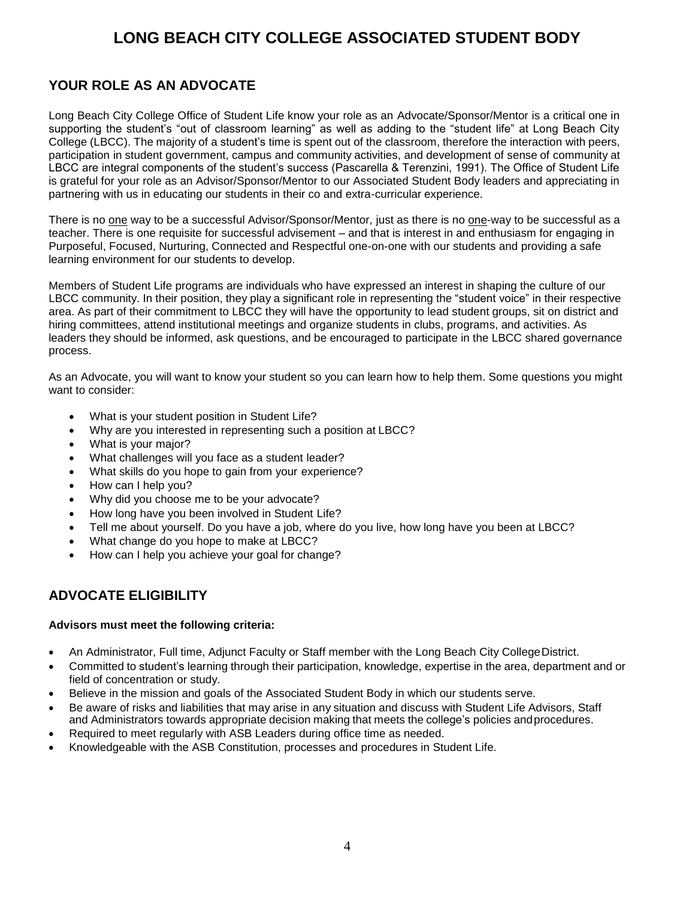# LONG BEACH CITY COLLEGE ASSOCIATED STUDENT BODY

## YOUR ROLE AS AN ADVOCATE

Long Beach City College Office of Student Life know your role as an Advocate/Sponsor/Mentor is a critical one in supporting the student's "out of classroom learning" as well as adding to the "student life" at Long Beach City College (LBCC). The majority of a student's time is spent out of the classroom, therefore the interaction with peers, participation in student government, campus and community activities, and development of sense of community at LBCC are integral components of the student's success (Pascarella & Terenzini, 1991). The Office of Student Life is grateful for your role as an Advisor/Sponsor/Mentor to our Associated Student Body leaders and appreciating in partnering with us in educating our students in their co and extra-curricular experience.

There is no one way to be a successful Advisor/Sponsor/Mentor, just as there is no one-way to be successful as a teacher. There is one requisite for successful advisement – and that is interest in and enthusiasm for engaging in Purposeful, Focused, Nurturing, Connected and Respectful one-on-one with our students and providing a safe learning environment for our students to develop.

Members of Student Life programs are individuals who have expressed an interest in shaping the culture of our LBCC community. In their position, they play a significant role in representing the "student voice" in their respective area. As part of their commitment to LBCC they will have the opportunity to lead student groups, sit on district and hiring committees, attend institutional meetings and organize students in clubs, programs, and activities. As leaders they should be informed, ask questions, and be encouraged to participate in the LBCC shared governance process.

As an Advocate, you will want to know your student so you can learn how to help them. Some questions you might want to consider:

- What is your student position in Student Life?
- Why are you interested in representing such a position at LBCC?
- What is your major?
- What challenges will you face as a student leader?
- What skills do you hope to gain from your experience?
- How can I help you?
- Why did you choose me to be your advocate?
- How long have you been involved in Student Life?
- Tell me about yourself. Do you have a job, where do you live, how long have you been at LBCC?
- What change do you hope to make at LBCC?
- How can I help you achieve your goal for change?

## ADVOCATE ELIGIBILITY

**Advisors must meet the following criteria:**

- An Administrator, Full time, Adjunct Faculty or Staff member with the Long Beach City College District.
- Committed to student's learning through their participation, knowledge, expertise in the area, department and or field of concentration or study.
- Believe in the mission and goals of the Associated Student Body in which our students serve.
- Be aware of risks and liabilities that may arise in any situation and discuss with Student Life Advisors, Staff and Administrators towards appropriate decision making that meets the college's policies and procedures.
- Required to meet regularly with ASB Leaders during office time as needed.
- Knowledgeable with the ASB Constitution, processes and procedures in Student Life.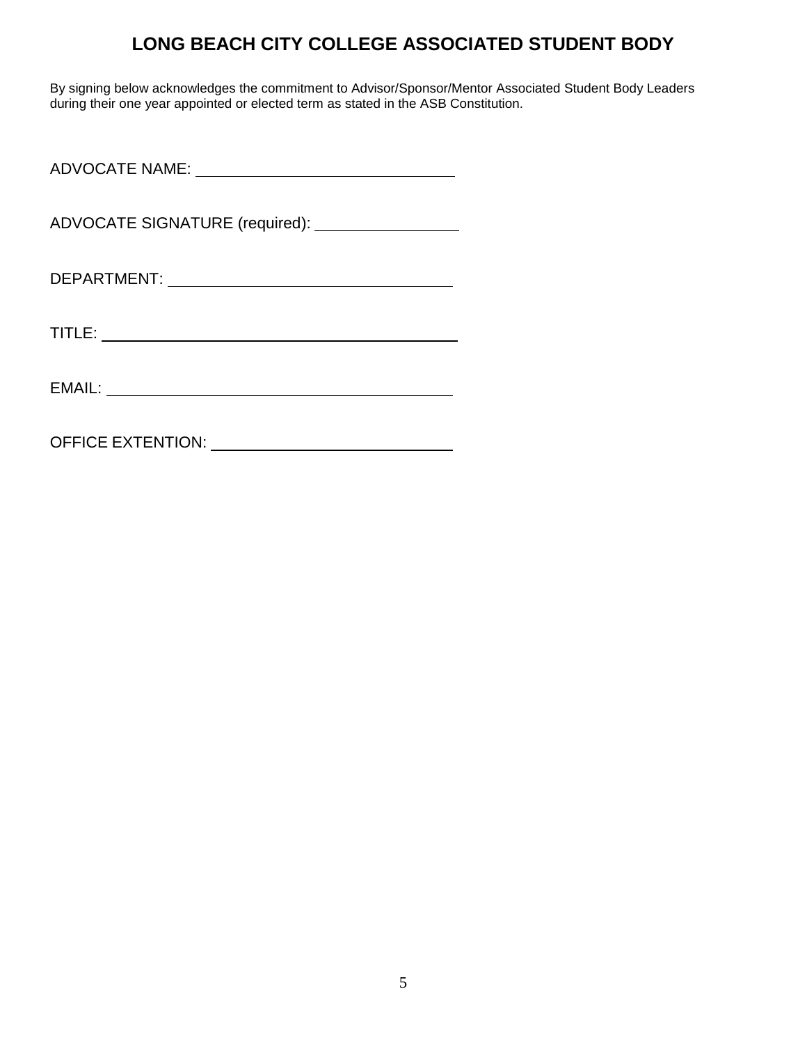# LONG BEACH CITY COLLEGE ASSOCIATED STUDENT BODY

By signing below acknowledges the commitment to Advisor/Sponsor/Mentor Associated Student Body Leaders during their one year appointed or elected term as stated in the ASB Constitution.

ADVOCATE NAME: ______________________________

ADVOCATE SIGNATURE (required): _________________

DEPARTMENT: _________________________________

TITLE: __________________________________________

EMAIL: _________________________________________

OFFICE EXTENTION: ___________________________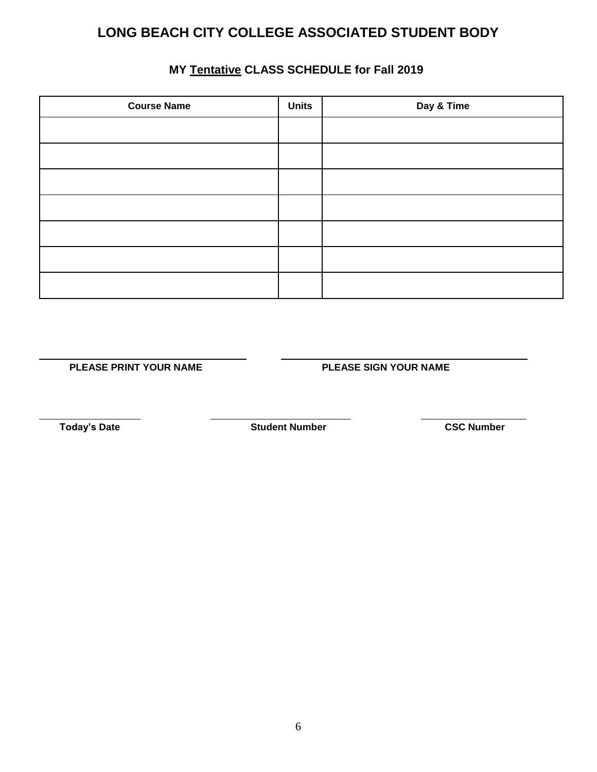# LONG BEACH CITY COLLEGE ASSOCIATED STUDENT BODY

## MY <u>Tentative</u> CLASS SCHEDULE for Fall 2019

| Course Name | Units | Day & Time |
|---|---|---|
| | | |
| | | |
| | | |
| | | |
| | | |
| | | |
| | | |

______________________________ ______________________________

**PLEASE PRINT YOUR NAME** **PLEASE SIGN YOUR NAME**

______________ ____________________ ______________

**Today's Date** **Student Number** **CSC Number**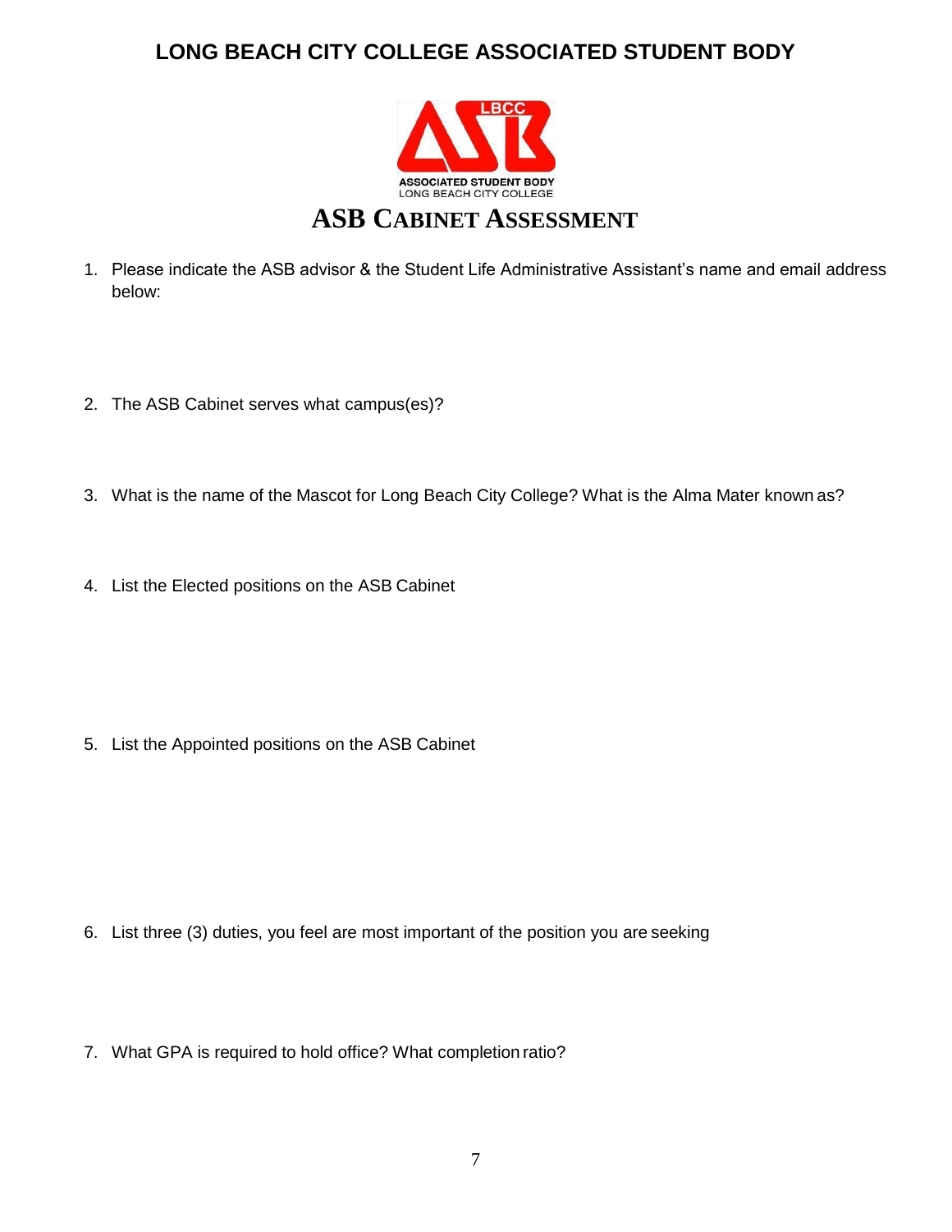# LONG BEACH CITY COLLEGE ASSOCIATED STUDENT BODY

## ASB CABINET ASSESSMENT

1. Please indicate the ASB advisor & the Student Life Administrative Assistant's name and email address below:

2. The ASB Cabinet serves what campus(es)?

3. What is the name of the Mascot for Long Beach City College? What is the Alma Mater known as?

4. List the Elected positions on the ASB Cabinet

5. List the Appointed positions on the ASB Cabinet

6. List three (3) duties, you feel are most important of the position you are seeking

7. What GPA is required to hold office? What completion ratio?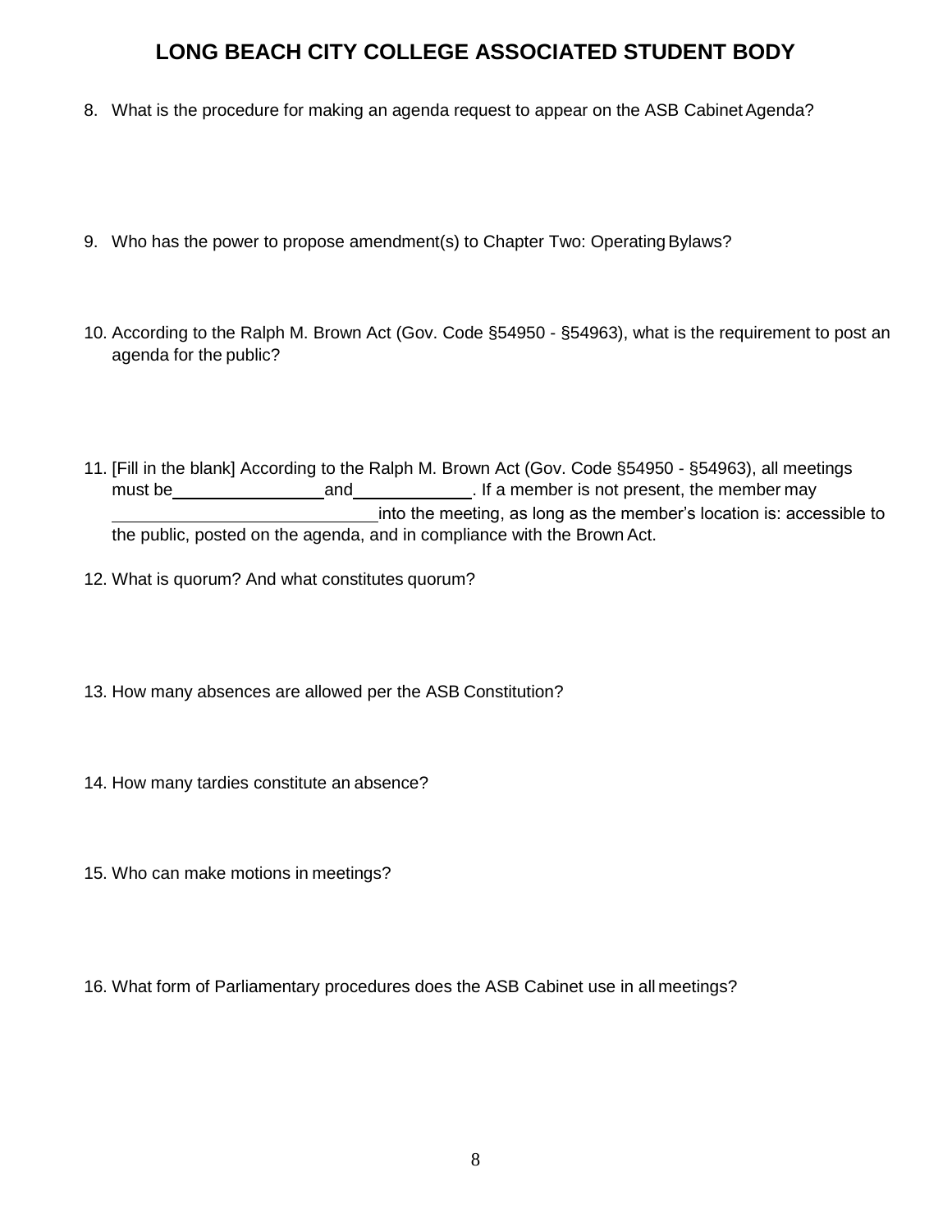# LONG BEACH CITY COLLEGE ASSOCIATED STUDENT BODY

8. What is the procedure for making an agenda request to appear on the ASB Cabinet Agenda?

9. Who has the power to propose amendment(s) to Chapter Two: Operating Bylaws?

10. According to the Ralph M. Brown Act (Gov. Code §54950 - §54963), what is the requirement to post an agenda for the public?

11. [Fill in the blank] According to the Ralph M. Brown Act (Gov. Code §54950 - §54963), all meetings must be________________ and____________. If a member is not present, the member may ____________________________ into the meeting, as long as the member's location is: accessible to the public, posted on the agenda, and in compliance with the Brown Act.

12. What is quorum? And what constitutes quorum?

13. How many absences are allowed per the ASB Constitution?

14. How many tardies constitute an absence?

15. Who can make motions in meetings?

16. What form of Parliamentary procedures does the ASB Cabinet use in all meetings?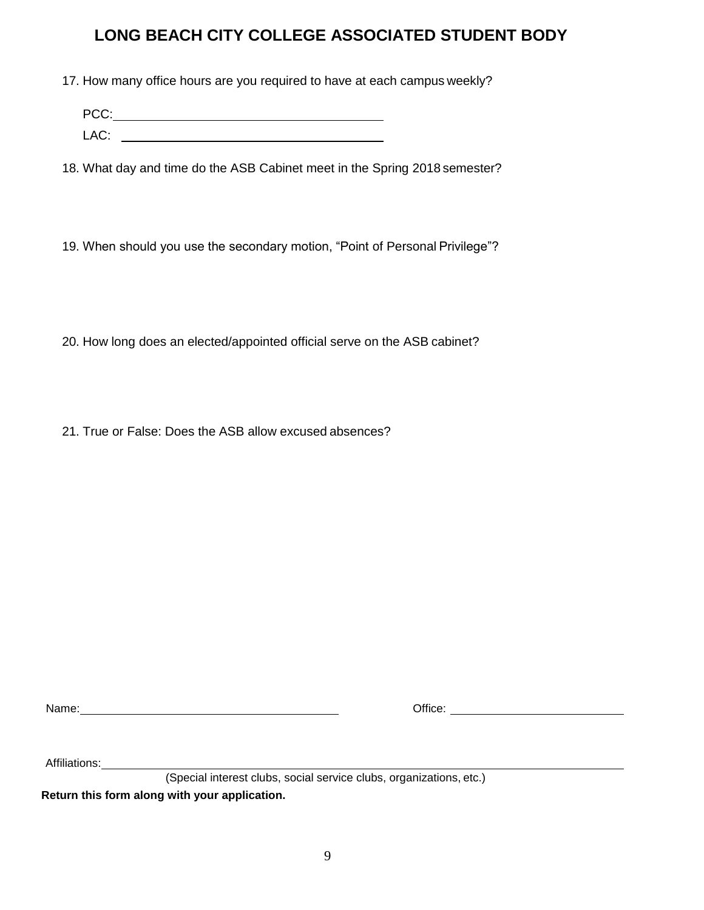17. How many office hours are you required to have at each campus weekly?

PCC: \_\_\_\_\_\_\_\_\_\_\_\_\_\_\_\_\_\_\_\_\_\_\_\_\_\_\_\_\_\_\_\_\_\_\_\_\_\_\_\_

LAC: \_\_\_\_\_\_\_\_\_\_\_\_\_\_\_\_\_\_\_\_\_\_\_\_\_\_\_\_\_\_\_\_\_\_\_\_\_\_\_\_

18. What day and time do the ASB Cabinet meet in the Spring 2018 semester?

19. When should you use the secondary motion, "Point of Personal Privilege"?

20. How long does an elected/appointed official serve on the ASB cabinet?

21. True or False: Does the ASB allow excused absences?

Name: \_\_\_\_\_\_\_\_\_\_\_\_\_\_\_\_\_\_\_\_\_\_\_\_\_\_\_\_\_\_\_\_\_\_\_\_\_\_\_\_ Office: \_\_\_\_\_\_\_\_\_\_\_\_\_\_\_\_\_\_\_\_\_\_\_\_\_\_\_\_

Affiliations: \_\_\_\_\_\_\_\_\_\_\_\_\_\_\_\_\_\_\_\_\_\_\_\_\_\_\_\_\_\_\_\_\_\_\_\_\_\_\_\_\_\_\_\_\_\_\_\_\_\_\_\_\_\_\_\_\_\_\_\_\_\_\_\_\_\_\_\_\_\_\_\_\_\_\_\_

(Special interest clubs, social service clubs, organizations, etc.)

**Return this form along with your application.**